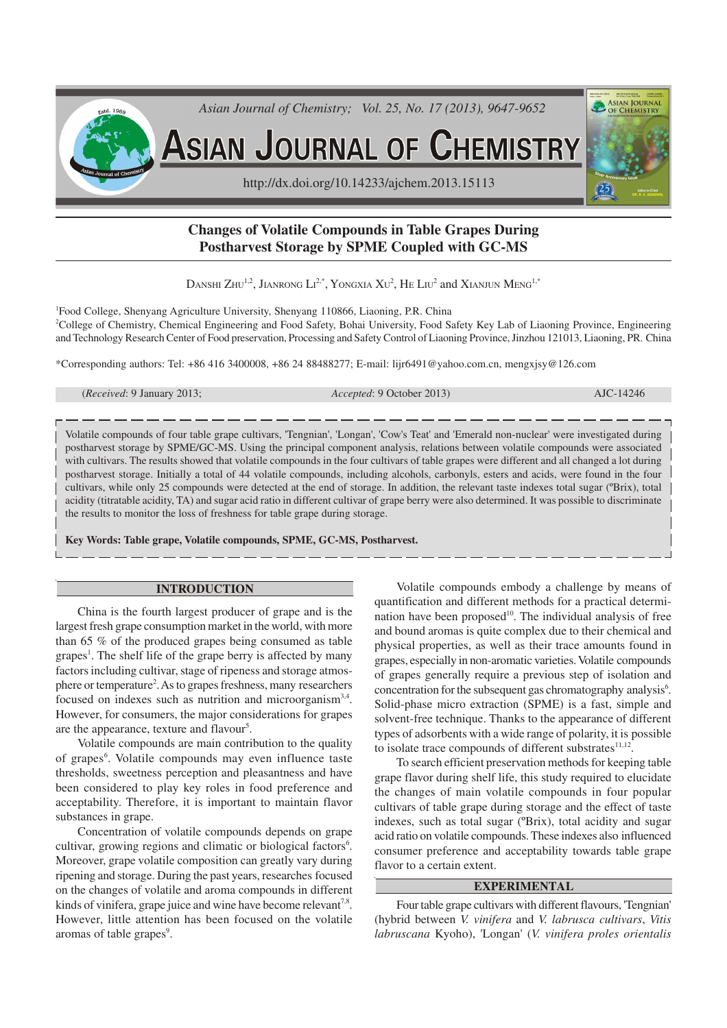# Changes of Volatile Compounds in Table Grapes During Postharvest Storage by SPME Coupled with GC-MS

DANSHI ZHU[1,2], JIANRONG LI[2,*], YONGXIA XU[2], HE LIU[2] and XIANJUN MENG[1,*]

[1]Food College, Shenyang Agriculture University, Shenyang 110866, Liaoning, P.R. China

[2]College of Chemistry, Chemical Engineering and Food Safety, Bohai University, Food Safety Key Lab of Liaoning Province, Engineering and Technology Research Center of Food preservation, Processing and Safety Control of Liaoning Province, Jinzhou 121013, Liaoning, PR. China

*Corresponding authors: Tel: +86 416 3400008, +86 24 88488277; E-mail: lijr6491@yahoo.com.cn, mengxjsy@126.com

(*Received*: 9 January 2013; *Accepted*: 9 October 2013) AJC-14246

Volatile compounds of four table grape cultivars, 'Tengnian', 'Longan', 'Cow's Teat' and 'Emerald non-nuclear' were investigated during postharvest storage by SPME/GC-MS. Using the principal component analysis, relations between volatile compounds were associated with cultivars. The results showed that volatile compounds in the four cultivars of table grapes were different and all changed a lot during postharvest storage. Initially a total of 44 volatile compounds, including alcohols, carbonyls, esters and acids, were found in the four cultivars, while only 25 compounds were detected at the end of storage. In addition, the relevant taste indexes total sugar (ºBrix), total acidity (titratable acidity, TA) and sugar acid ratio in different cultivar of grape berry were also determined. It was possible to discriminate the results to monitor the loss of freshness for table grape during storage.

**Key Words: Table grape, Volatile compounds, SPME, GC-MS, Postharvest.**

## INTRODUCTION

China is the fourth largest producer of grape and is the largest fresh grape consumption market in the world, with more than 65 % of the produced grapes being consumed as table grapes[1]. The shelf life of the grape berry is affected by many factors including cultivar, stage of ripeness and storage atmosphere or temperature[2]. As to grapes freshness, many researchers focused on indexes such as nutrition and microorganism[3,4]. However, for consumers, the major considerations for grapes are the appearance, texture and flavour[5].

Volatile compounds are main contribution to the quality of grapes[6]. Volatile compounds may even influence taste thresholds, sweetness perception and pleasantness and have been considered to play key roles in food preference and acceptability. Therefore, it is important to maintain flavor substances in grape.

Concentration of volatile compounds depends on grape cultivar, growing regions and climatic or biological factors[6]. Moreover, grape volatile composition can greatly vary during ripening and storage. During the past years, researches focused on the changes of volatile and aroma compounds in different kinds of vinifera, grape juice and wine have become relevant[7,8]. However, little attention has been focused on the volatile aromas of table grapes[9].

Volatile compounds embody a challenge by means of quantification and different methods for a practical determination have been proposed[10]. The individual analysis of free and bound aromas is quite complex due to their chemical and physical properties, as well as their trace amounts found in grapes, especially in non-aromatic varieties. Volatile compounds of grapes generally require a previous step of isolation and concentration for the subsequent gas chromatography analysis[6]. Solid-phase micro extraction (SPME) is a fast, simple and solvent-free technique. Thanks to the appearance of different types of adsorbents with a wide range of polarity, it is possible to isolate trace compounds of different substrates[11,12].

To search efficient preservation methods for keeping table grape flavor during shelf life, this study required to elucidate the changes of main volatile compounds in four popular cultivars of table grape during storage and the effect of taste indexes, such as total sugar (ºBrix), total acidity and sugar acid ratio on volatile compounds. These indexes also influenced consumer preference and acceptability towards table grape flavor to a certain extent.

## EXPERIMENTAL

Four table grape cultivars with different flavours, 'Tengnian' (hybrid between *V. vinifera* and *V. labrusca cultivars*, *Vitis labruscana* Kyoho), 'Longan' (*V. vinifera proles orientalis*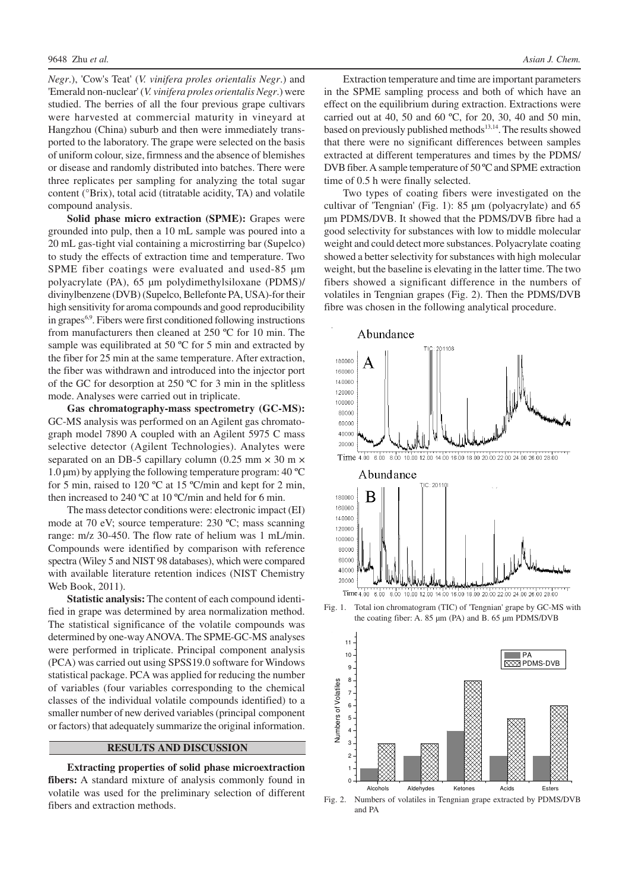*Negr*.), 'Cow's Teat' (*V. vinifera proles orientalis Negr*.) and 'Emerald non-nuclear' (*V. vinifera proles orientalis Negr*.) were studied. The berries of all the four previous grape cultivars were harvested at commercial maturity in vineyard at Hangzhou (China) suburb and then were immediately transported to the laboratory. The grape were selected on the basis of uniform colour, size, firmness and the absence of blemishes or disease and randomly distributed into batches. There were three replicates per sampling for analyzing the total sugar content (°Brix), total acid (titratable acidity, TA) and volatile compound analysis.

**Solid phase micro extraction (SPME):** Grapes were grounded into pulp, then a 10 mL sample was poured into a 20 mL gas-tight vial containing a microstirring bar (Supelco) to study the effects of extraction time and temperature. Two SPME fiber coatings were evaluated and used-85 µm polyacrylate (PA), 65 µm polydimethylsiloxane (PDMS)/divinylbenzene (DVB) (Supelco, Bellefonte PA, USA)-for their high sensitivity for aroma compounds and good reproducibility in grapes[6,9]. Fibers were first conditioned following instructions from manufacturers then cleaned at 250 ºC for 10 min. The sample was equilibrated at 50 ºC for 5 min and extracted by the fiber for 25 min at the same temperature. After extraction, the fiber was withdrawn and introduced into the injector port of the GC for desorption at 250 ºC for 3 min in the splitless mode. Analyses were carried out in triplicate.

**Gas chromatography-mass spectrometry (GC-MS):** GC-MS analysis was performed on an Agilent gas chromatograph model 7890 A coupled with an Agilent 5975 C mass selective detector (Agilent Technologies). Analytes were separated on an DB-5 capillary column (0.25 mm × 30 m × 1.0 µm) by applying the following temperature program: 40 ºC for 5 min, raised to 120 ºC at 15 ºC/min and kept for 2 min, then increased to 240 ºC at 10 ºC/min and held for 6 min.

The mass detector conditions were: electronic impact (EI) mode at 70 eV; source temperature: 230 ºC; mass scanning range: m/z 30-450. The flow rate of helium was 1 mL/min. Compounds were identified by comparison with reference spectra (Wiley 5 and NIST 98 databases), which were compared with available literature retention indices (NIST Chemistry Web Book, 2011).

**Statistic analysis:** The content of each compound identified in grape was determined by area normalization method. The statistical significance of the volatile compounds was determined by one-way ANOVA. The SPME-GC-MS analyses were performed in triplicate. Principal component analysis (PCA) was carried out using SPSS19.0 software for Windows statistical package. PCA was applied for reducing the number of variables (four variables corresponding to the chemical classes of the individual volatile compounds identified) to a smaller number of new derived variables (principal component or factors) that adequately summarize the original information.

## RESULTS AND DISCUSSION

**Extracting properties of solid phase microextraction fibers:** A standard mixture of analysis commonly found in volatile was used for the preliminary selection of different fibers and extraction methods.

Extraction temperature and time are important parameters in the SPME sampling process and both of which have an effect on the equilibrium during extraction. Extractions were carried out at 40, 50 and 60 ºC, for 20, 30, 40 and 50 min, based on previously published methods[13,14]. The results showed that there were no significant differences between samples extracted at different temperatures and times by the PDMS/DVB fiber. A sample temperature of 50 ºC and SPME extraction time of 0.5 h were finally selected.

Two types of coating fibers were investigated on the cultivar of 'Tengnian' (Fig. 1): 85 µm (polyacrylate) and 65 µm PDMS/DVB. It showed that the PDMS/DVB fibre had a good selectivity for substances with low to middle molecular weight and could detect more substances. Polyacrylate coating showed a better selectivity for substances with high molecular weight, but the baseline is elevating in the latter time. The two fibers showed a significant difference in the numbers of volatiles in Tengnian grapes (Fig. 2). Then the PDMS/DVB fibre was chosen in the following analytical procedure.

Fig. 1. Total ion chromatogram (TIC) of 'Tengnian' grape by GC-MS with the coating fiber: A. 85 µm (PA) and B. 65 µm PDMS/DVB

Fig. 2. Numbers of volatiles in Tengnian grape extracted by PDMS/DVB and PA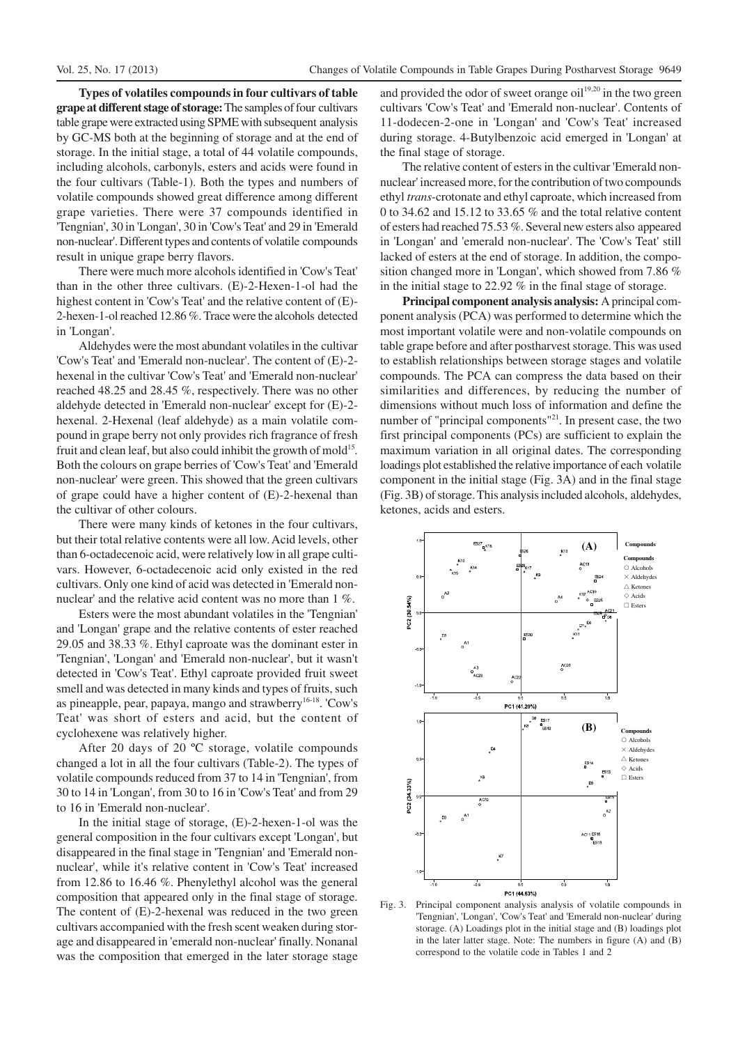**Types of volatiles compounds in four cultivars of table grape at different stage of storage:** The samples of four cultivars table grape were extracted using SPME with subsequent analysis by GC-MS both at the beginning of storage and at the end of storage. In the initial stage, a total of 44 volatile compounds, including alcohols, carbonyls, esters and acids were found in the four cultivars (Table-1). Both the types and numbers of volatile compounds showed great difference among different grape varieties. There were 37 compounds identified in 'Tengnian', 30 in 'Longan', 30 in 'Cow's Teat' and 29 in 'Emerald non-nuclear'. Different types and contents of volatile compounds result in unique grape berry flavors.

There were much more alcohols identified in 'Cow's Teat' than in the other three cultivars. (E)-2-Hexen-1-ol had the highest content in 'Cow's Teat' and the relative content of (E)-2-hexen-1-ol reached 12.86 %. Trace were the alcohols detected in 'Longan'.

Aldehydes were the most abundant volatiles in the cultivar 'Cow's Teat' and 'Emerald non-nuclear'. The content of (E)-2-hexenal in the cultivar 'Cow's Teat' and 'Emerald non-nuclear' reached 48.25 and 28.45 %, respectively. There was no other aldehyde detected in 'Emerald non-nuclear' except for (E)-2-hexenal. 2-Hexenal (leaf aldehyde) as a main volatile compound in grape berry not only provides rich fragrance of fresh fruit and clean leaf, but also could inhibit the growth of mold[15]. Both the colours on grape berries of 'Cow's Teat' and 'Emerald non-nuclear' were green. This showed that the green cultivars of grape could have a higher content of (E)-2-hexenal than the cultivar of other colours.

There were many kinds of ketones in the four cultivars, but their total relative contents were all low. Acid levels, other than 6-octadecenoic acid, were relatively low in all grape cultivars. However, 6-octadecenoic acid only existed in the red cultivars. Only one kind of acid was detected in 'Emerald non-nuclear' and the relative acid content was no more than 1 %.

Esters were the most abundant volatiles in the 'Tengnian' and 'Longan' grape and the relative contents of ester reached 29.05 and 38.33 %. Ethyl caproate was the dominant ester in 'Tengnian', 'Longan' and 'Emerald non-nuclear', but it wasn't detected in 'Cow's Teat'. Ethyl caproate provided fruit sweet smell and was detected in many kinds and types of fruits, such as pineapple, pear, papaya, mango and strawberry[16-18]. 'Cow's Teat' was short of esters and acid, but the content of cyclohexene was relatively higher.

After 20 days of 20 ºC storage, volatile compounds changed a lot in all the four cultivars (Table-2). The types of volatile compounds reduced from 37 to 14 in 'Tengnian', from 30 to 14 in 'Longan', from 30 to 16 in 'Cow's Teat' and from 29 to 16 in 'Emerald non-nuclear'.

In the initial stage of storage, (E)-2-hexen-1-ol was the general composition in the four cultivars except 'Longan', but disappeared in the final stage in 'Tengnian' and 'Emerald non-nuclear', while it's relative content in 'Cow's Teat' increased from 12.86 to 16.46 %. Phenylethyl alcohol was the general composition that appeared only in the final stage of storage. The content of (E)-2-hexenal was reduced in the two green cultivars accompanied with the fresh scent weaken during storage and disappeared in 'emerald non-nuclear' finally. Nonanal was the composition that emerged in the later storage stage and provided the odor of sweet orange oil[19,20] in the two green cultivars 'Cow's Teat' and 'Emerald non-nuclear'. Contents of 11-dodecen-2-one in 'Longan' and 'Cow's Teat' increased during storage. 4-Butylbenzoic acid emerged in 'Longan' at the final stage of storage.

The relative content of esters in the cultivar 'Emerald non-nuclear' increased more, for the contribution of two compounds ethyl *trans*-crotonate and ethyl caproate, which increased from 0 to 34.62 and 15.12 to 33.65 % and the total relative content of esters had reached 75.53 %. Several new esters also appeared in 'Longan' and 'emerald non-nuclear'. The 'Cow's Teat' still lacked of esters at the end of storage. In addition, the composition changed more in 'Longan', which showed from 7.86 % in the initial stage to 22.92 % in the final stage of storage.

**Principal component analysis analysis:** A principal component analysis (PCA) was performed to determine which the most important volatile were and non-volatile compounds on table grape before and after postharvest storage. This was used to establish relationships between storage stages and volatile compounds. The PCA can compress the data based on their similarities and differences, by reducing the number of dimensions without much loss of information and define the number of "principal components"[21]. In present case, the two first principal components (PCs) are sufficient to explain the maximum variation in all original dates. The corresponding loadings plot established the relative importance of each volatile component in the initial stage (Fig. 3A) and in the final stage (Fig. 3B) of storage. This analysis included alcohols, aldehydes, ketones, acids and esters.

Fig. 3. Principal component analysis analysis of volatile compounds in 'Tengnian', 'Longan', 'Cow's Teat' and 'Emerald non-nuclear' during storage. (A) Loadings plot in the initial stage and (B) loadings plot in the later latter stage. Note: The numbers in figure (A) and (B) correspond to the volatile code in Tables 1 and 2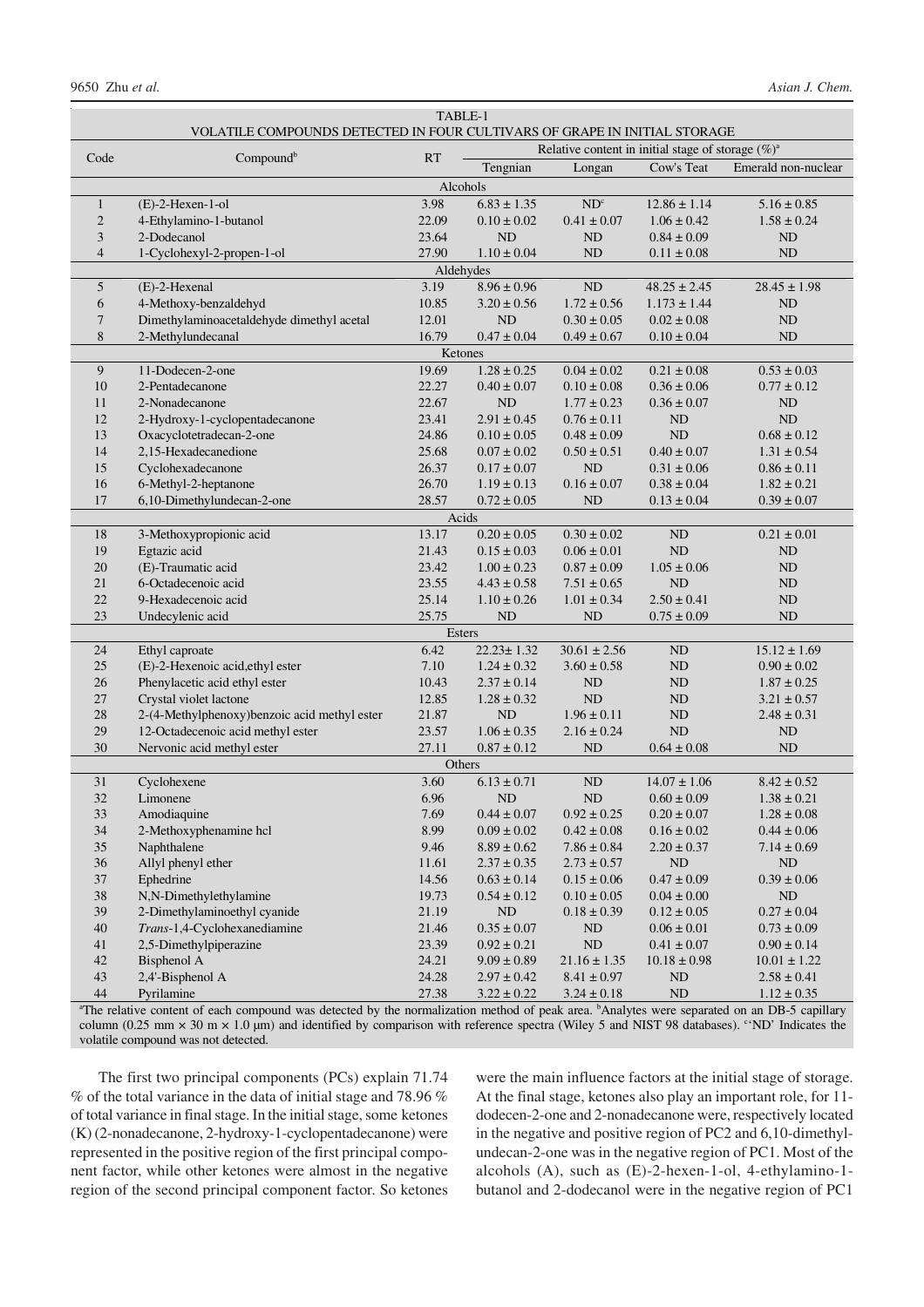TABLE-1
VOLATILE COMPOUNDS DETECTED IN FOUR CULTIVARS OF GRAPE IN INITIAL STORAGE

| Code | Compound[b] | RT | Relative content in initial stage of storage (%)[a] | | | |
|---|---|---|---|---|---|---|
| | | | Tengnian | Longan | Cow's Teat | Emerald non-nuclear |
| | **Alcohols** | | | | | |
| 1 | (E)-2-Hexen-1-ol | 3.98 | 6.83 ± 1.35 | ND[c] | 12.86 ± 1.14 | 5.16 ± 0.85 |
| 2 | 4-Ethylamino-1-butanol | 22.09 | 0.10 ± 0.02 | 0.41 ± 0.07 | 1.06 ± 0.42 | 1.58 ± 0.24 |
| 3 | 2-Dodecanol | 23.64 | ND | ND | 0.84 ± 0.09 | ND |
| 4 | 1-Cyclohexyl-2-propen-1-ol | 27.90 | 1.10 ± 0.04 | ND | 0.11 ± 0.08 | ND |
| | **Aldehydes** | | | | | |
| 5 | (E)-2-Hexenal | 3.19 | 8.96 ± 0.96 | ND | 48.25 ± 2.45 | 28.45 ± 1.98 |
| 6 | 4-Methoxy-benzaldehyd | 10.85 | 3.20 ± 0.56 | 1.72 ± 0.56 | 1.173 ± 1.44 | ND |
| 7 | Dimethylaminoacetaldehyde dimethyl acetal | 12.01 | ND | 0.30 ± 0.05 | 0.02 ± 0.08 | ND |
| 8 | 2-Methylundecanal | 16.79 | 0.47 ± 0.04 | 0.49 ± 0.67 | 0.10 ± 0.04 | ND |
| | **Ketones** | | | | | |
| 9 | 11-Dodecen-2-one | 19.69 | 1.28 ± 0.25 | 0.04 ± 0.02 | 0.21 ± 0.08 | 0.53 ± 0.03 |
| 10 | 2-Pentadecanone | 22.27 | 0.40 ± 0.07 | 0.10 ± 0.08 | 0.36 ± 0.06 | 0.77 ± 0.12 |
| 11 | 2-Nonadecanone | 22.67 | ND | 1.77 ± 0.23 | 0.36 ± 0.07 | ND |
| 12 | 2-Hydroxy-1-cyclopentadecanone | 23.41 | 2.91 ± 0.45 | 0.76 ± 0.11 | ND | ND |
| 13 | Oxacyclotetradecan-2-one | 24.86 | 0.10 ± 0.05 | 0.48 ± 0.09 | ND | 0.68 ± 0.12 |
| 14 | 2,15-Hexadecanedione | 25.68 | 0.07 ± 0.02 | 0.50 ± 0.51 | 0.40 ± 0.07 | 1.31 ± 0.54 |
| 15 | Cyclohexadecanone | 26.37 | 0.17 ± 0.07 | ND | 0.31 ± 0.06 | 0.86 ± 0.11 |
| 16 | 6-Methyl-2-heptanone | 26.70 | 1.19 ± 0.13 | 0.16 ± 0.07 | 0.38 ± 0.04 | 1.82 ± 0.21 |
| 17 | 6,10-Dimethylundecan-2-one | 28.57 | 0.72 ± 0.05 | ND | 0.13 ± 0.04 | 0.39 ± 0.07 |
| | **Acids** | | | | | |
| 18 | 3-Methoxypropionic acid | 13.17 | 0.20 ± 0.05 | 0.30 ± 0.02 | ND | 0.21 ± 0.01 |
| 19 | Egtazic acid | 21.43 | 0.15 ± 0.03 | 0.06 ± 0.01 | ND | ND |
| 20 | (E)-Traumatic acid | 23.42 | 1.00 ± 0.23 | 0.87 ± 0.09 | 1.05 ± 0.06 | ND |
| 21 | 6-Octadecenoic acid | 23.55 | 4.43 ± 0.58 | 7.51 ± 0.65 | ND | ND |
| 22 | 9-Hexadecenoic acid | 25.14 | 1.10 ± 0.26 | 1.01 ± 0.34 | 2.50 ± 0.41 | ND |
| 23 | Undecylenic acid | 25.75 | ND | ND | 0.75 ± 0.09 | ND |
| | **Esters** | | | | | |
| 24 | Ethyl caproate | 6.42 | 22.23± 1.32 | 30.61 ± 2.56 | ND | 15.12 ± 1.69 |
| 25 | (E)-2-Hexenoic acid,ethyl ester | 7.10 | 1.24 ± 0.32 | 3.60 ± 0.58 | ND | 0.90 ± 0.02 |
| 26 | Phenylacetic acid ethyl ester | 10.43 | 2.37 ± 0.14 | ND | ND | 1.87 ± 0.25 |
| 27 | Crystal violet lactone | 12.85 | 1.28 ± 0.32 | ND | ND | 3.21 ± 0.57 |
| 28 | 2-(4-Methylphenoxy)benzoic acid methyl ester | 21.87 | ND | 1.96 ± 0.11 | ND | 2.48 ± 0.31 |
| 29 | 12-Octadecenoic acid methyl ester | 23.57 | 1.06 ± 0.35 | 2.16 ± 0.24 | ND | ND |
| 30 | Nervonic acid methyl ester | 27.11 | 0.87 ± 0.12 | ND | 0.64 ± 0.08 | ND |
| | **Others** | | | | | |
| 31 | Cyclohexene | 3.60 | 6.13 ± 0.71 | ND | 14.07 ± 1.06 | 8.42 ± 0.52 |
| 32 | Limonene | 6.96 | ND | ND | 0.60 ± 0.09 | 1.38 ± 0.21 |
| 33 | Amodiaquine | 7.69 | 0.44 ± 0.07 | 0.92 ± 0.25 | 0.20 ± 0.07 | 1.28 ± 0.08 |
| 34 | 2-Methoxyphenamine hcl | 8.99 | 0.09 ± 0.02 | 0.42 ± 0.08 | 0.16 ± 0.02 | 0.44 ± 0.06 |
| 35 | Naphthalene | 9.46 | 8.89 ± 0.62 | 7.86 ± 0.84 | 2.20 ± 0.37 | 7.14 ± 0.69 |
| 36 | Allyl phenyl ether | 11.61 | 2.37 ± 0.35 | 2.73 ± 0.57 | ND | ND |
| 37 | Ephedrine | 14.56 | 0.63 ± 0.14 | 0.15 ± 0.06 | 0.47 ± 0.09 | 0.39 ± 0.06 |
| 38 | N,N-Dimethylethylamine | 19.73 | 0.54 ± 0.12 | 0.10 ± 0.05 | 0.04 ± 0.00 | ND |
| 39 | 2-Dimethylaminoethyl cyanide | 21.19 | ND | 0.18 ± 0.39 | 0.12 ± 0.05 | 0.27 ± 0.04 |
| 40 | *Trans*-1,4-Cyclohexanediamine | 21.46 | 0.35 ± 0.07 | ND | 0.06 ± 0.01 | 0.73 ± 0.09 |
| 41 | 2,5-Dimethylpiperazine | 23.39 | 0.92 ± 0.21 | ND | 0.41 ± 0.07 | 0.90 ± 0.14 |
| 42 | Bisphenol A | 24.21 | 9.09 ± 0.89 | 21.16 ± 1.35 | 10.18 ± 0.98 | 10.01 ± 1.22 |
| 43 | 2,4'-Bisphenol A | 24.28 | 2.97 ± 0.42 | 8.41 ± 0.97 | ND | 2.58 ± 0.41 |
| 44 | Pyrilamine | 27.38 | 3.22 ± 0.22 | 3.24 ± 0.18 | ND | 1.12 ± 0.35 |

[a]The relative content of each compound was detected by the normalization method of peak area. [b]Analytes were separated on an DB-5 capillary column (0.25 mm × 30 m × 1.0 μm) and identified by comparison with reference spectra (Wiley 5 and NIST 98 databases). [c]'ND' Indicates the volatile compound was not detected.

The first two principal components (PCs) explain 71.74 % of the total variance in the data of initial stage and 78.96 % of total variance in final stage. In the initial stage, some ketones (K) (2-nonadecanone, 2-hydroxy-1-cyclopentadecanone) were represented in the positive region of the first principal component factor, while other ketones were almost in the negative region of the second principal component factor. So ketones were the main influence factors at the initial stage of storage. At the final stage, ketones also play an important role, for 11-dodecen-2-one and 2-nonadecanone were, respectively located in the negative and positive region of PC2 and 6,10-dimethylundecan-2-one was in the negative region of PC1. Most of the alcohols (A), such as (E)-2-hexen-1-ol, 4-ethylamino-1-butanol and 2-dodecanol were in the negative region of PC1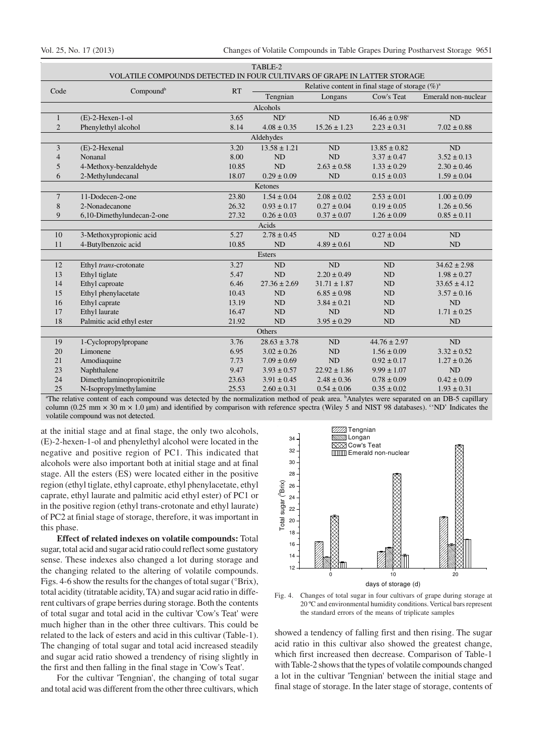TABLE-2
VOLATILE COMPOUNDS DETECTED IN FOUR CULTIVARS OF GRAPE IN LATTER STORAGE

| Code | Compound[b] | RT | Relative content in final stage of storage (%)[a] | | | |
|---|---|---|---|---|---|---|
| | | | Tengnian | Longans | Cow's Teat | Emerald non-nuclear |
| | **Alcohols** | | | | | |
| 1 | (E)-2-Hexen-1-ol | 3.65 | ND[c] | ND | 16.46 ± 0.98[c] | ND |
| 2 | Phenylethyl alcohol | 8.14 | 4.08 ± 0.35 | 15.26 ± 1.23 | 2.23 ± 0.31 | 7.02 ± 0.88 |
| | **Aldehydes** | | | | | |
| 3 | (E)-2-Hexenal | 3.20 | 13.58 ± 1.21 | ND | 13.85 ± 0.82 | ND |
| 4 | Nonanal | 8.00 | ND | ND | 3.37 ± 0.47 | 3.52 ± 0.13 |
| 5 | 4-Methoxy-benzaldehyde | 10.85 | ND | 2.63 ± 0.58 | 1.33 ± 0.29 | 2.30 ± 0.46 |
| 6 | 2-Methylundecanal | 18.07 | 0.29 ± 0.09 | ND | 0.15 ± 0.03 | 1.59 ± 0.04 |
| | **Ketones** | | | | | |
| 7 | 11-Dodecen-2-one | 23.80 | 1.54 ± 0.04 | 2.08 ± 0.02 | 2.53 ± 0.01 | 1.00 ± 0.09 |
| 8 | 2-Nonadecanone | 26.32 | 0.93 ± 0.17 | 0.27 ± 0.04 | 0.19 ± 0.05 | 1.26 ± 0.56 |
| 9 | 6,10-Dimethylundecan-2-one | 27.32 | 0.26 ± 0.03 | 0.37 ± 0.07 | 1.26 ± 0.09 | 0.85 ± 0.11 |
| | **Acids** | | | | | |
| 10 | 3-Methoxypropionic acid | 5.27 | 2.78 ± 0.45 | ND | 0.27 ± 0.04 | ND |
| 11 | 4-Butylbenzoic acid | 10.85 | ND | 4.89 ± 0.61 | ND | ND |
| | **Esters** | | | | | |
| 12 | Ethyl *trans*-crotonate | 3.27 | ND | ND | ND | 34.62 ± 2.98 |
| 13 | Ethyl tiglate | 5.47 | ND | 2.20 ± 0.49 | ND | 1.98 ± 0.27 |
| 14 | Ethyl caproate | 6.46 | 27.36 ± 2.69 | 31.71 ± 1.87 | ND | 33.65 ± 4.12 |
| 15 | Ethyl phenylacetate | 10.43 | ND | 6.85 ± 0.98 | ND | 3.57 ± 0.16 |
| 16 | Ethyl caprate | 13.19 | ND | 3.84 ± 0.21 | ND | ND |
| 17 | Ethyl laurate | 16.47 | ND | ND | ND | 1.71 ± 0.25 |
| 18 | Palmitic acid ethyl ester | 21.92 | ND | 3.95 ± 0.29 | ND | ND |
| | **Others** | | | | | |
| 19 | 1-Cyclopropylpropane | 3.76 | 28.63 ± 3.78 | ND | 44.76 ± 2.97 | ND |
| 20 | Limonene | 6.95 | 3.02 ± 0.26 | ND | 1.56 ± 0.09 | 3.32 ± 0.52 |
| 21 | Amodiaquine | 7.73 | 7.09 ± 0.69 | ND | 0.92 ± 0.17 | 1.27 ± 0.26 |
| 23 | Naphthalene | 9.47 | 3.93 ± 0.57 | 22.92 ± 1.86 | 9.99 ± 1.07 | ND |
| 24 | Dimethylaminopropionitrile | 23.63 | 3.91 ± 0.45 | 2.48 ± 0.36 | 0.78 ± 0.09 | 0.42 ± 0.09 |
| 25 | N-Isopropylmethylamine | 25.53 | 2.60 ± 0.31 | 0.54 ± 0.06 | 0.35 ± 0.02 | 1.93 ± 0.31 |

[a]The relative content of each compound was detected by the normalization method of peak area. [b]Analytes were separated on an DB-5 capillary column (0.25 mm × 30 m × 1.0 μm) and identified by comparison with reference spectra (Wiley 5 and NIST 98 databases). ''ND' Indicates the volatile compound was not detected.

at the initial stage and at final stage, the only two alcohols, (E)-2-hexen-1-ol and phenylethyl alcohol were located in the negative and positive region of PC1. This indicated that alcohols were also important both at initial stage and at final stage. All the esters (ES) were located either in the positive region (ethyl tiglate, ethyl caproate, ethyl phenylacetate, ethyl caprate, ethyl laurate and palmitic acid ethyl ester) of PC1 or in the positive region (ethyl trans-crotonate and ethyl laurate) of PC2 at finial stage of storage, therefore, it was important in this phase.

**Effect of related indexes on volatile compounds:** Total sugar, total acid and sugar acid ratio could reflect some gustatory sense. These indexes also changed a lot during storage and the changing related to the altering of volatile compounds. Figs. 4-6 show the results for the changes of total sugar (°Brix), total acidity (titratable acidity, TA) and sugar acid ratio in different cultivars of grape berries during storage. Both the contents of total sugar and total acid in the cultivar 'Cow's Teat' were much higher than in the other three cultivars. This could be related to the lack of esters and acid in this cultivar (Table-1). The changing of total sugar and total acid increased steadily and sugar acid ratio showed a trendency of rising slightly in the first and then falling in the final stage in 'Cow's Teat'.

For the cultivar 'Tengnian', the changing of total sugar and total acid was different from the other three cultivars, which showed a tendency of falling first and then rising. The sugar acid ratio in this cultivar also showed the greatest change, which first increased then decrease. Comparison of Table-1 with Table-2 shows that the types of volatile compounds changed a lot in the cultivar 'Tengnian' between the initial stage and final stage of storage. In the later stage of storage, contents of

Fig. 4. Changes of total sugar in four cultivars of grape during storage at 20 °C and environmental humidity conditions. Vertical bars represent the standard errors of the means of triplicate samples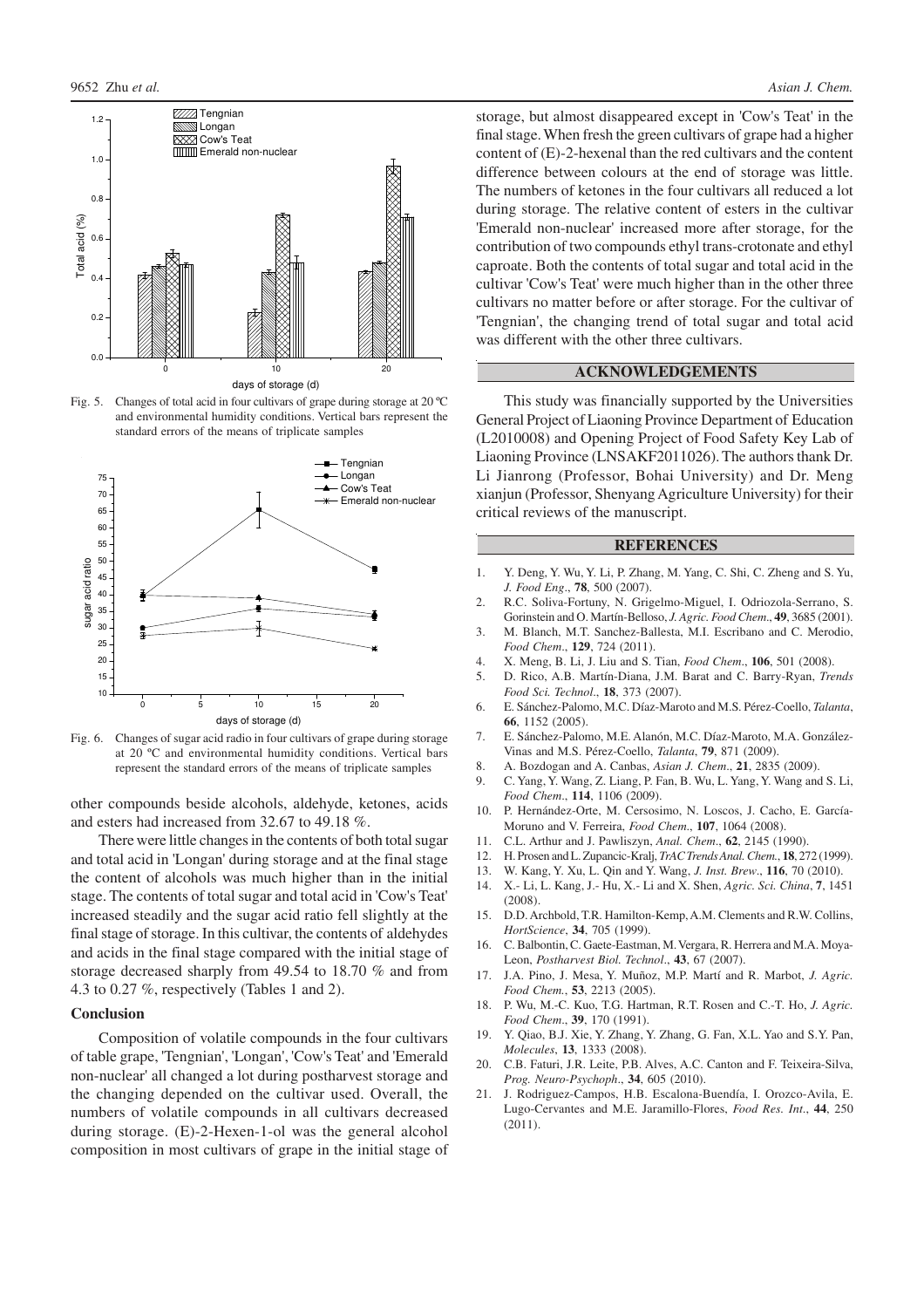1.2

1.0

0.8

0.6

0.4

0.2

0.0

Total acid (%)

Tengnian
Longan
Cow's Teat
Emerald non-nuclear

0 10 20

days of storage (d)

Fig. 5. Changes of total acid in four cultivars of grape during storage at 20 °C and environmental humidity conditions. Vertical bars represent the standard errors of the means of triplicate samples

75
70
65
60
55
50
45
40
35
30
25
20
15
10

sugar acid ratio

Tengnian
Longan
Cow's Teat
Emerald non-nuclear

0 5 10 15 20

days of storage (d)

Fig. 6. Changes of sugar acid radio in four cultivars of grape during storage at 20 °C and environmental humidity conditions. Vertical bars represent the standard errors of the means of triplicate samples

other compounds beside alcohols, aldehyde, ketones, acids and esters had increased from 32.67 to 49.18 %.

There were little changes in the contents of both total sugar and total acid in 'Longan' during storage and at the final stage the content of alcohols was much higher than in the initial stage. The contents of total sugar and total acid in 'Cow's Teat' increased steadily and the sugar acid ratio fell slightly at the final stage of storage. In this cultivar, the contents of aldehydes and acids in the final stage compared with the initial stage of storage decreased sharply from 49.54 to 18.70 % and from 4.3 to 0.27 %, respectively (Tables 1 and 2).

### Conclusion

Composition of volatile compounds in the four cultivars of table grape, 'Tengnian', 'Longan', 'Cow's Teat' and 'Emerald non-nuclear' all changed a lot during postharvest storage and the changing depended on the cultivar used. Overall, the numbers of volatile compounds in all cultivars decreased during storage. (E)-2-Hexen-1-ol was the general alcohol composition in most cultivars of grape in the initial stage of storage, but almost disappeared except in 'Cow's Teat' in the final stage. When fresh the green cultivars of grape had a higher content of (E)-2-hexenal than the red cultivars and the content difference between colours at the end of storage was little. The numbers of ketones in the four cultivars all reduced a lot during storage. The relative content of esters in the cultivar 'Emerald non-nuclear' increased more after storage, for the contribution of two compounds ethyl trans-crotonate and ethyl caproate. Both the contents of total sugar and total acid in the cultivar 'Cow's Teat' were much higher than in the other three cultivars no matter before or after storage. For the cultivar of 'Tengnian', the changing trend of total sugar and total acid was different with the other three cultivars.

## ACKNOWLEDGEMENTS

This study was financially supported by the Universities General Project of Liaoning Province Department of Education (L2010008) and Opening Project of Food Safety Key Lab of Liaoning Province (LNSAKF2011026). The authors thank Dr. Li Jianrong (Professor, Bohai University) and Dr. Meng xianjun (Professor, Shenyang Agriculture University) for their critical reviews of the manuscript.

## REFERENCES

1. Y. Deng, Y. Wu, Y. Li, P. Zhang, M. Yang, C. Shi, C. Zheng and S. Yu, *J. Food Eng*., **78**, 500 (2007).
2. R.C. Soliva-Fortuny, N. Grigelmo-Miguel, I. Odriozola-Serrano, S. Gorinstein and O. Martín-Belloso, *J. Agric. Food Chem*., **49**, 3685 (2001).
3. M. Blanch, M.T. Sanchez-Ballesta, M.I. Escribano and C. Merodio, *Food Chem*., **129**, 724 (2011).
4. X. Meng, B. Li, J. Liu and S. Tian, *Food Chem*., **106**, 501 (2008).
5. D. Rico, A.B. Martín-Diana, J.M. Barat and C. Barry-Ryan, *Trends Food Sci. Technol*., **18**, 373 (2007).
6. E. Sánchez-Palomo, M.C. Díaz-Maroto and M.S. Pérez-Coello, *Talanta*, **66**, 1152 (2005).
7. E. Sánchez-Palomo, M.E. Alanón, M.C. Díaz-Maroto, M.A. González-Vinas and M.S. Pérez-Coello, *Talanta*, **79**, 871 (2009).
8. A. Bozdogan and A. Canbas, *Asian J. Chem*., **21**, 2835 (2009).
9. C. Yang, Y. Wang, Z. Liang, P. Fan, B. Wu, L. Yang, Y. Wang and S. Li, *Food Chem*., **114**, 1106 (2009).
10. P. Hernández-Orte, M. Cersosimo, N. Loscos, J. Cacho, E. García-Moruno and V. Ferreira, *Food Chem*., **107**, 1064 (2008).
11. C.L. Arthur and J. Pawliszyn, *Anal. Chem*., **62**, 2145 (1990).
12. H. Prosen and L. Zupancic-Kralj, *TrAC Trends Anal. Chem*., **18**, 272 (1999).
13. W. Kang, Y. Xu, L. Qin and Y. Wang, *J. Inst. Brew*., **116**, 70 (2010).
14. X.- Li, L. Kang, J.- Hu, X.- Li and X. Shen, *Agric. Sci. China*, **7**, 1451 (2008).
15. D.D. Archbold, T.R. Hamilton-Kemp, A.M. Clements and R.W. Collins, *HortScience*, **34**, 705 (1999).
16. C. Balbontin, C. Gaete-Eastman, M. Vergara, R. Herrera and M.A. Moya-Leon, *Postharvest Biol. Technol*., **43**, 67 (2007).
17. J.A. Pino, J. Mesa, Y. Muñoz, M.P. Martí and R. Marbot, *J. Agric. Food Chem*., **53**, 2213 (2005).
18. P. Wu, M.-C. Kuo, T.G. Hartman, R.T. Rosen and C.-T. Ho, *J. Agric. Food Chem*., **39**, 170 (1991).
19. Y. Qiao, B.J. Xie, Y. Zhang, G. Fan, X.L. Yao and S.Y. Pan, *Molecules*, **13**, 1333 (2008).
20. C.B. Faturi, J.R. Leite, P.B. Alves, A.C. Canton and F. Teixeira-Silva, *Prog. Neuro-Psychoph*., **34**, 605 (2010).
21. J. Rodriguez-Campos, H.B. Escalona-Buendía, I. Orozco-Avila, E. Lugo-Cervantes and M.E. Jaramillo-Flores, *Food Res. Int*., **44**, 250 (2011).